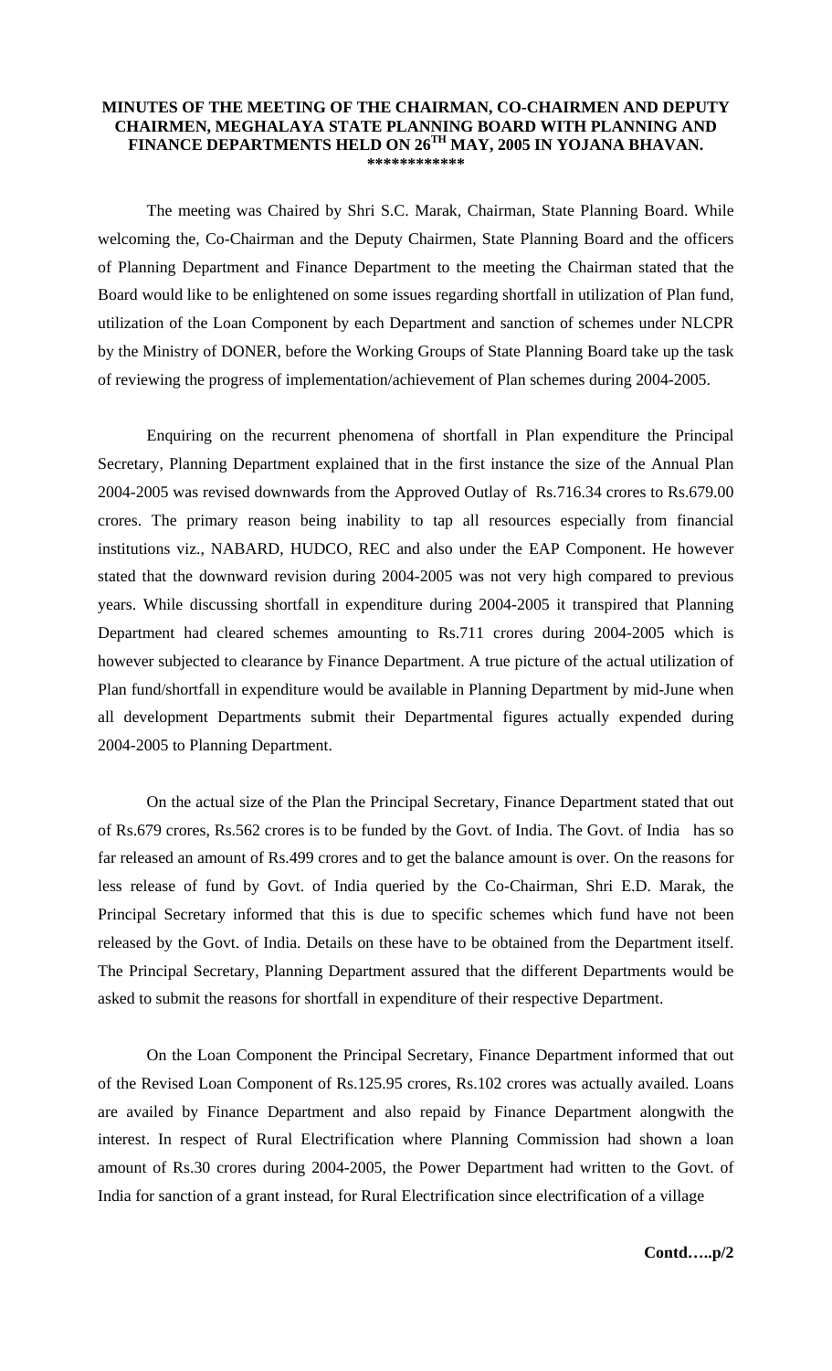**MINUTES OF THE MEETING OF THE CHAIRMAN, CO-CHAIRMEN AND DEPUTY CHAIRMEN, MEGHALAYA STATE PLANNING BOARD WITH PLANNING AND FINANCE DEPARTMENTS HELD ON 26TH MAY, 2005 IN YOJANA BHAVAN.**

************

The meeting was Chaired by Shri S.C. Marak, Chairman, State Planning Board. While welcoming the, Co-Chairman and the Deputy Chairmen, State Planning Board and the officers of Planning Department and Finance Department to the meeting the Chairman stated that the Board would like to be enlightened on some issues regarding shortfall in utilization of Plan fund, utilization of the Loan Component by each Department and sanction of schemes under NLCPR by the Ministry of DONER, before the Working Groups of State Planning Board take up the task of reviewing the progress of implementation/achievement of Plan schemes during 2004-2005.

Enquiring on the recurrent phenomena of shortfall in Plan expenditure the Principal Secretary, Planning Department explained that in the first instance the size of the Annual Plan 2004-2005 was revised downwards from the Approved Outlay of Rs.716.34 crores to Rs.679.00 crores. The primary reason being inability to tap all resources especially from financial institutions viz., NABARD, HUDCO, REC and also under the EAP Component. He however stated that the downward revision during 2004-2005 was not very high compared to previous years. While discussing shortfall in expenditure during 2004-2005 it transpired that Planning Department had cleared schemes amounting to Rs.711 crores during 2004-2005 which is however subjected to clearance by Finance Department. A true picture of the actual utilization of Plan fund/shortfall in expenditure would be available in Planning Department by mid-June when all development Departments submit their Departmental figures actually expended during 2004-2005 to Planning Department.

On the actual size of the Plan the Principal Secretary, Finance Department stated that out of Rs.679 crores, Rs.562 crores is to be funded by the Govt. of India. The Govt. of India has so far released an amount of Rs.499 crores and to get the balance amount is over. On the reasons for less release of fund by Govt. of India queried by the Co-Chairman, Shri E.D. Marak, the Principal Secretary informed that this is due to specific schemes which fund have not been released by the Govt. of India. Details on these have to be obtained from the Department itself. The Principal Secretary, Planning Department assured that the different Departments would be asked to submit the reasons for shortfall in expenditure of their respective Department.

On the Loan Component the Principal Secretary, Finance Department informed that out of the Revised Loan Component of Rs.125.95 crores, Rs.102 crores was actually availed. Loans are availed by Finance Department and also repaid by Finance Department alongwith the interest. In respect of Rural Electrification where Planning Commission had shown a loan amount of Rs.30 crores during 2004-2005, the Power Department had written to the Govt. of India for sanction of a grant instead, for Rural Electrification since electrification of a village

**Contd…..p/2**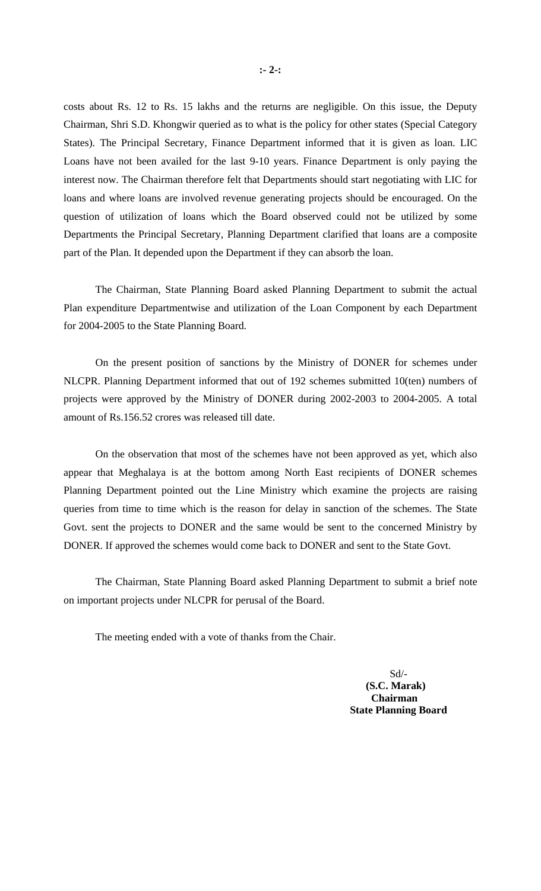costs about Rs. 12 to Rs. 15 lakhs and the returns are negligible. On this issue, the Deputy Chairman, Shri S.D. Khongwir queried as to what is the policy for other states (Special Category States). The Principal Secretary, Finance Department informed that it is given as loan. LIC Loans have not been availed for the last 9-10 years. Finance Department is only paying the interest now. The Chairman therefore felt that Departments should start negotiating with LIC for loans and where loans are involved revenue generating projects should be encouraged. On the question of utilization of loans which the Board observed could not be utilized by some Departments the Principal Secretary, Planning Department clarified that loans are a composite part of the Plan. It depended upon the Department if they can absorb the loan.

The Chairman, State Planning Board asked Planning Department to submit the actual Plan expenditure Departmentwise and utilization of the Loan Component by each Department for 2004-2005 to the State Planning Board.

On the present position of sanctions by the Ministry of DONER for schemes under NLCPR. Planning Department informed that out of 192 schemes submitted 10(ten) numbers of projects were approved by the Ministry of DONER during 2002-2003 to 2004-2005. A total amount of Rs.156.52 crores was released till date.

On the observation that most of the schemes have not been approved as yet, which also appear that Meghalaya is at the bottom among North East recipients of DONER schemes Planning Department pointed out the Line Ministry which examine the projects are raising queries from time to time which is the reason for delay in sanction of the schemes. The State Govt. sent the projects to DONER and the same would be sent to the concerned Ministry by DONER. If approved the schemes would come back to DONER and sent to the State Govt.

The Chairman, State Planning Board asked Planning Department to submit a brief note on important projects under NLCPR for perusal of the Board.

The meeting ended with a vote of thanks from the Chair.

Sd/-
**(S.C. Marak)**
**Chairman**
**State Planning Board**